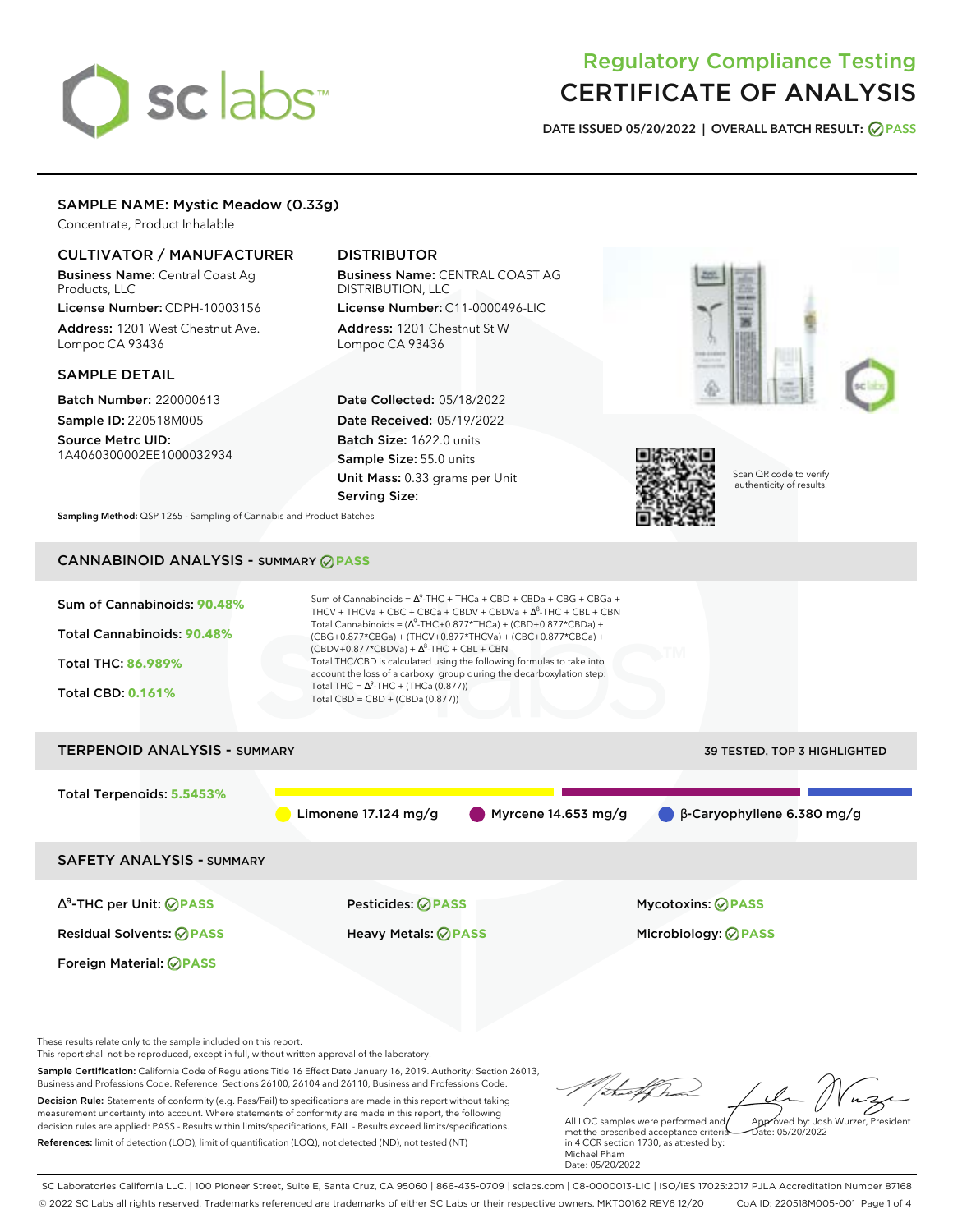# Regulatory Compliance Testing CERTIFICATE OF ANALYSIS

**DATE ISSUED 05/20/2022 | OVERALL BATCH RESULT: PASS**

## SAMPLE NAME: Mystic Meadow (0.33g)

Concentrate, Product Inhalable

### CULTIVATOR / MANUFACTURER

**Business Name:** Central Coast Ag Products, LLC

**License Number:** CDPH-10003156

**Address:** 1201 West Chestnut Ave. Lompoc CA 93436

### DISTRIBUTOR

**Business Name:** CENTRAL COAST AG DISTRIBUTION, LLC

**License Number:** C11-0000496-LIC

**Address:** 1201 Chestnut St W Lompoc CA 93436

### SAMPLE DETAIL

**Batch Number:** 220000613

**Sample ID:** 220518M005

**Source Metrc UID:** 1A4060300002EE1000032934

**Date Collected:** 05/18/2022

**Date Received:** 05/19/2022

**Batch Size:** 1622.0 units

**Sample Size:** 55.0 units

**Unit Mass:** 0.33 grams per Unit

**Serving Size:**

Scan QR code to verify authenticity of results.

**Sampling Method:** QSP 1265 - Sampling of Cannabis and Product Batches

## CANNABINOID ANALYSIS - SUMMARY PASS

**Sum of Cannabinoids: 90.48%**

**Total Cannabinoids: 90.48%**

**Total THC: 86.989%**

**Total CBD: 0.161%**

Sum of Cannabinoids = $\Delta^9$-THC + THCa + CBD + CBDa + CBG + CBGa + THCV + THCVa + CBC + CBCa + CBDV + CBDVa + $\Delta^8$-THC + CBL + CBN

Total Cannabinoids = ($\Delta^9$-THC+0.877*THCa) + (CBD+0.877*CBDa) + (CBG+0.877*CBGa) + (THCV+0.877*THCVa) + (CBC+0.877*CBCa) + (CBDV+0.877*CBDVa) + $\Delta^8$-THC + CBL + CBN

Total THC/CBD is calculated using the following formulas to take into account the loss of a carboxyl group during the decarboxylation step:

Total THC = $\Delta^9$-THC + (THCa (0.877))

Total CBD = CBD + (CBDa (0.877))

## TERPENOID ANALYSIS - SUMMARY

39 TESTED, TOP 3 HIGHLIGHTED

**Total Terpenoids: 5.5453%**

Limonene 17.124 mg/g | Myrcene 14.653 mg/g | β-Caryophyllene 6.380 mg/g

## SAFETY ANALYSIS - SUMMARY

| | | |
|---|---|---|
| $\Delta^9$-THC per Unit: PASS | Pesticides: PASS | Mycotoxins: PASS |
| Residual Solvents: PASS | Heavy Metals: PASS | Microbiology: PASS |
| Foreign Material: PASS | | |

These results relate only to the sample included on this report.
This report shall not be reproduced, except in full, without written approval of the laboratory.

**Sample Certification:** California Code of Regulations Title 16 Effect Date January 16, 2019. Authority: Section 26013, Business and Professions Code. Reference: Sections 26100, 26104 and 26110, Business and Professions Code.

**Decision Rule:** Statements of conformity (e.g. Pass/Fail) to specifications are made in this report without taking measurement uncertainty into account. Where statements of conformity are made in this report, the following decision rules are applied: PASS - Results within limits/specifications, FAIL - Results exceed limits/specifications.

**References:** limit of detection (LOD), limit of quantification (LOQ), not detected (ND), not tested (NT)

All LQC samples were performed and met the prescribed acceptance criteria in 4 CCR section 1730, as attested by: Michael Pham Date: 05/20/2022

Approved by: Josh Wurzer, President Date: 05/20/2022

SC Laboratories California LLC. | 100 Pioneer Street, Suite E, Santa Cruz, CA 95060 | 866-435-0709 | sclabs.com | C8-0000013-LIC | ISO/IES 17025:2017 PJLA Accreditation Number 87168
© 2022 SC Labs all rights reserved. Trademarks referenced are trademarks of either SC Labs or their respective owners. MKT00162 REV6 12/20 CoA ID: 220518M005-001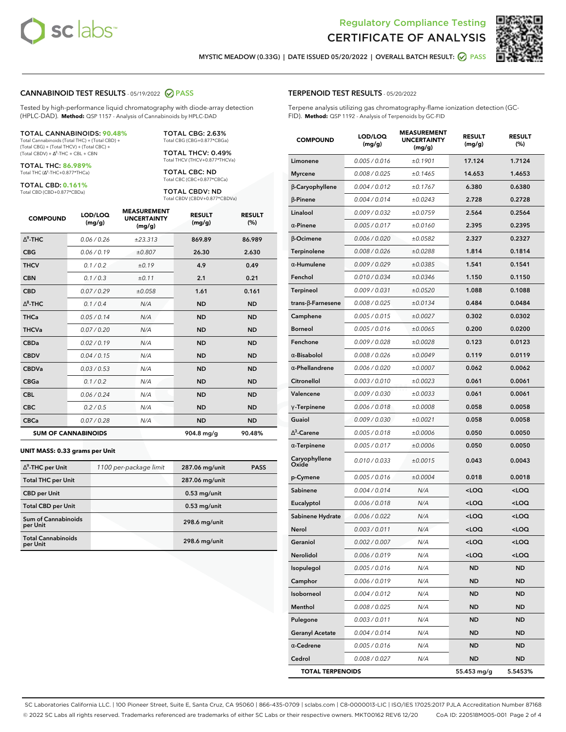# Regulatory Compliance Testing
# CERTIFICATE OF ANALYSIS

MYSTIC MEADOW (0.33G) | DATE ISSUED 05/20/2022 | OVERALL BATCH RESULT: PASS

## CANNABINOID TEST RESULTS - 05/19/2022 PASS

Tested by high-performance liquid chromatography with diode-array detection (HPLC-DAD). **Method:** QSP 1157 - Analysis of Cannabinoids by HPLC-DAD

**TOTAL CANNABINOIDS: 90.48%**
Total Cannabinoids (Total THC) + (Total CBD) + (Total CBG) + (Total THCV) + (Total CBC) + (Total CBDV) + $\Delta^8$-THC + CBL + CBN

**TOTAL THC: 86.989%**
Total THC ($\Delta^9$-THC+0.877*THCa)

**TOTAL CBD: 0.161%**
Total CBD (CBD+0.877*CBDa)

**TOTAL CBG: 2.63%**
Total CBG (CBG+0.877*CBGa)

**TOTAL THCV: 0.49%**
Total THCV (THCV+0.877*THCVa)

**TOTAL CBC: ND**
Total CBC (CBC+0.877*CBCa)

**TOTAL CBDV: ND**
Total CBDV (CBDV+0.877*CBDVa)

| COMPOUND | LOD/LOQ (mg/g) | MEASUREMENT UNCERTAINTY (mg/g) | RESULT (mg/g) | RESULT (%) |
|---|---|---|---|---|
| $\Delta^9$-THC | 0.06 / 0.26 | ±23.313 | 869.89 | 86.989 |
| CBG | 0.06 / 0.19 | ±0.807 | 26.30 | 2.630 |
| THCV | 0.1 / 0.2 | ±0.19 | 4.9 | 0.49 |
| CBN | 0.1 / 0.3 | ±0.11 | 2.1 | 0.21 |
| CBD | 0.07 / 0.29 | ±0.058 | 1.61 | 0.161 |
| $\Delta^8$-THC | 0.1 / 0.4 | N/A | ND | ND |
| THCa | 0.05 / 0.14 | N/A | ND | ND |
| THCVa | 0.07 / 0.20 | N/A | ND | ND |
| CBDa | 0.02 / 0.19 | N/A | ND | ND |
| CBDV | 0.04 / 0.15 | N/A | ND | ND |
| CBDVa | 0.03 / 0.53 | N/A | ND | ND |
| CBGa | 0.1 / 0.2 | N/A | ND | ND |
| CBL | 0.06 / 0.24 | N/A | ND | ND |
| CBC | 0.2 / 0.5 | N/A | ND | ND |
| CBCa | 0.07 / 0.28 | N/A | ND | ND |
| **SUM OF CANNABINOIDS** | | | 904.8 mg/g | 90.48% |

**UNIT MASS: 0.33 grams per Unit**

| | | | |
|---|---|---|---|
| $\Delta^9$-THC per Unit | 1100 per-package limit | 287.06 mg/unit | PASS |
| Total THC per Unit | | 287.06 mg/unit | |
| CBD per Unit | | 0.53 mg/unit | |
| Total CBD per Unit | | 0.53 mg/unit | |
| Sum of Cannabinoids per Unit | | 298.6 mg/unit | |
| Total Cannabinoids per Unit | | 298.6 mg/unit | |

## TERPENOID TEST RESULTS - 05/20/2022

Terpene analysis utilizing gas chromatography-flame ionization detection (GC-FID). **Method:** QSP 1192 - Analysis of Terpenoids by GC-FID

| COMPOUND | LOD/LOQ (mg/g) | MEASUREMENT UNCERTAINTY (mg/g) | RESULT (mg/g) | RESULT (%) |
|---|---|---|---|---|
| Limonene | 0.005 / 0.016 | ±0.1901 | 17.124 | 1.7124 |
| Myrcene | 0.008 / 0.025 | ±0.1465 | 14.653 | 1.4653 |
| β-Caryophyllene | 0.004 / 0.012 | ±0.1767 | 6.380 | 0.6380 |
| β-Pinene | 0.004 / 0.014 | ±0.0243 | 2.728 | 0.2728 |
| Linalool | 0.009 / 0.032 | ±0.0759 | 2.564 | 0.2564 |
| α-Pinene | 0.005 / 0.017 | ±0.0160 | 2.395 | 0.2395 |
| β-Ocimene | 0.006 / 0.020 | ±0.0582 | 2.327 | 0.2327 |
| Terpinolene | 0.008 / 0.026 | ±0.0288 | 1.814 | 0.1814 |
| α-Humulene | 0.009 / 0.029 | ±0.0385 | 1.541 | 0.1541 |
| Fenchol | 0.010 / 0.034 | ±0.0346 | 1.150 | 0.1150 |
| Terpineol | 0.009 / 0.031 | ±0.0520 | 1.088 | 0.1088 |
| trans-β-Farnesene | 0.008 / 0.025 | ±0.0134 | 0.484 | 0.0484 |
| Camphene | 0.005 / 0.015 | ±0.0027 | 0.302 | 0.0302 |
| Borneol | 0.005 / 0.016 | ±0.0065 | 0.200 | 0.0200 |
| Fenchone | 0.009 / 0.028 | ±0.0028 | 0.123 | 0.0123 |
| α-Bisabolol | 0.008 / 0.026 | ±0.0049 | 0.119 | 0.0119 |
| α-Phellandrene | 0.006 / 0.020 | ±0.0007 | 0.062 | 0.0062 |
| Citronellol | 0.003 / 0.010 | ±0.0023 | 0.061 | 0.0061 |
| Valencene | 0.009 / 0.030 | ±0.0033 | 0.061 | 0.0061 |
| γ-Terpinene | 0.006 / 0.018 | ±0.0008 | 0.058 | 0.0058 |
| Guaiol | 0.009 / 0.030 | ±0.0021 | 0.058 | 0.0058 |
| $\Delta^3$-Carene | 0.005 / 0.018 | ±0.0006 | 0.050 | 0.0050 |
| α-Terpinene | 0.005 / 0.017 | ±0.0006 | 0.050 | 0.0050 |
| Caryophyllene Oxide | 0.010 / 0.033 | ±0.0015 | 0.043 | 0.0043 |
| p-Cymene | 0.005 / 0.016 | ±0.0004 | 0.018 | 0.0018 |
| Sabinene | 0.004 / 0.014 | N/A | <LOQ | <LOQ |
| Eucalyptol | 0.006 / 0.018 | N/A | <LOQ | <LOQ |
| Sabinene Hydrate | 0.006 / 0.022 | N/A | <LOQ | <LOQ |
| Nerol | 0.003 / 0.011 | N/A | <LOQ | <LOQ |
| Geraniol | 0.002 / 0.007 | N/A | <LOQ | <LOQ |
| Nerolidol | 0.006 / 0.019 | N/A | <LOQ | <LOQ |
| Isopulegol | 0.005 / 0.016 | N/A | ND | ND |
| Camphor | 0.006 / 0.019 | N/A | ND | ND |
| Isoborneol | 0.004 / 0.012 | N/A | ND | ND |
| Menthol | 0.008 / 0.025 | N/A | ND | ND |
| Pulegone | 0.003 / 0.011 | N/A | ND | ND |
| Geranyl Acetate | 0.004 / 0.014 | N/A | ND | ND |
| α-Cedrene | 0.005 / 0.016 | N/A | ND | ND |
| Cedrol | 0.008 / 0.027 | N/A | ND | ND |
| **TOTAL TERPENOIDS** | | | 55.453 mg/g | 5.5453% |

SC Laboratories California LLC. | 100 Pioneer Street, Suite E, Santa Cruz, CA 95060 | 866-435-0709 | sclabs.com | C8-0000013-LIC | ISO/IES 17025:2017 PJLA Accreditation Number 87168
© 2022 SC Labs all rights reserved. Trademarks referenced are trademarks of either SC Labs or their respective owners. MKT00162 REV6 12/20 CoA ID: 220518M005-001